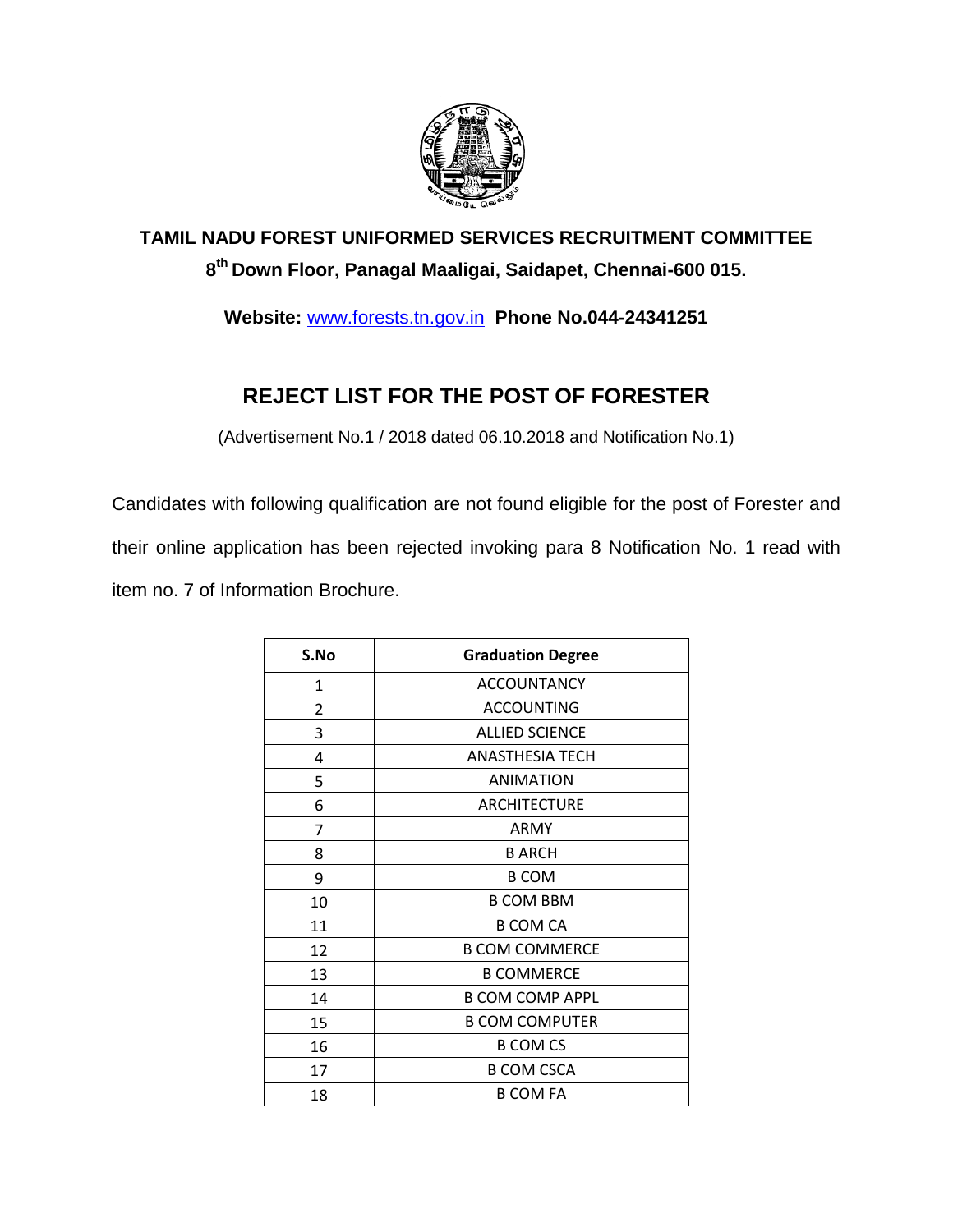**TAMIL NADU FOREST UNIFORMED SERVICES RECRUITMENT COMMITTEE**

**8th Down Floor, Panagal Maaligai, Saidapet, Chennai-600 015.**

**Website:** www.forests.tn.gov.in **Phone No.044-24341251**

# REJECT LIST FOR THE POST OF FORESTER

(Advertisement No.1 / 2018 dated 06.10.2018 and Notification No.1)

Candidates with following qualification are not found eligible for the post of Forester and their online application has been rejected invoking para 8 Notification No. 1 read with item no. 7 of Information Brochure.

| S.No | Graduation Degree |
|---|---|
| 1 | ACCOUNTANCY |
| 2 | ACCOUNTING |
| 3 | ALLIED SCIENCE |
| 4 | ANASTHESIA TECH |
| 5 | ANIMATION |
| 6 | ARCHITECTURE |
| 7 | ARMY |
| 8 | B ARCH |
| 9 | B COM |
| 10 | B COM BBM |
| 11 | B COM CA |
| 12 | B COM COMMERCE |
| 13 | B COMMERCE |
| 14 | B COM COMP APPL |
| 15 | B COM COMPUTER |
| 16 | B COM CS |
| 17 | B COM CSCA |
| 18 | B COM FA |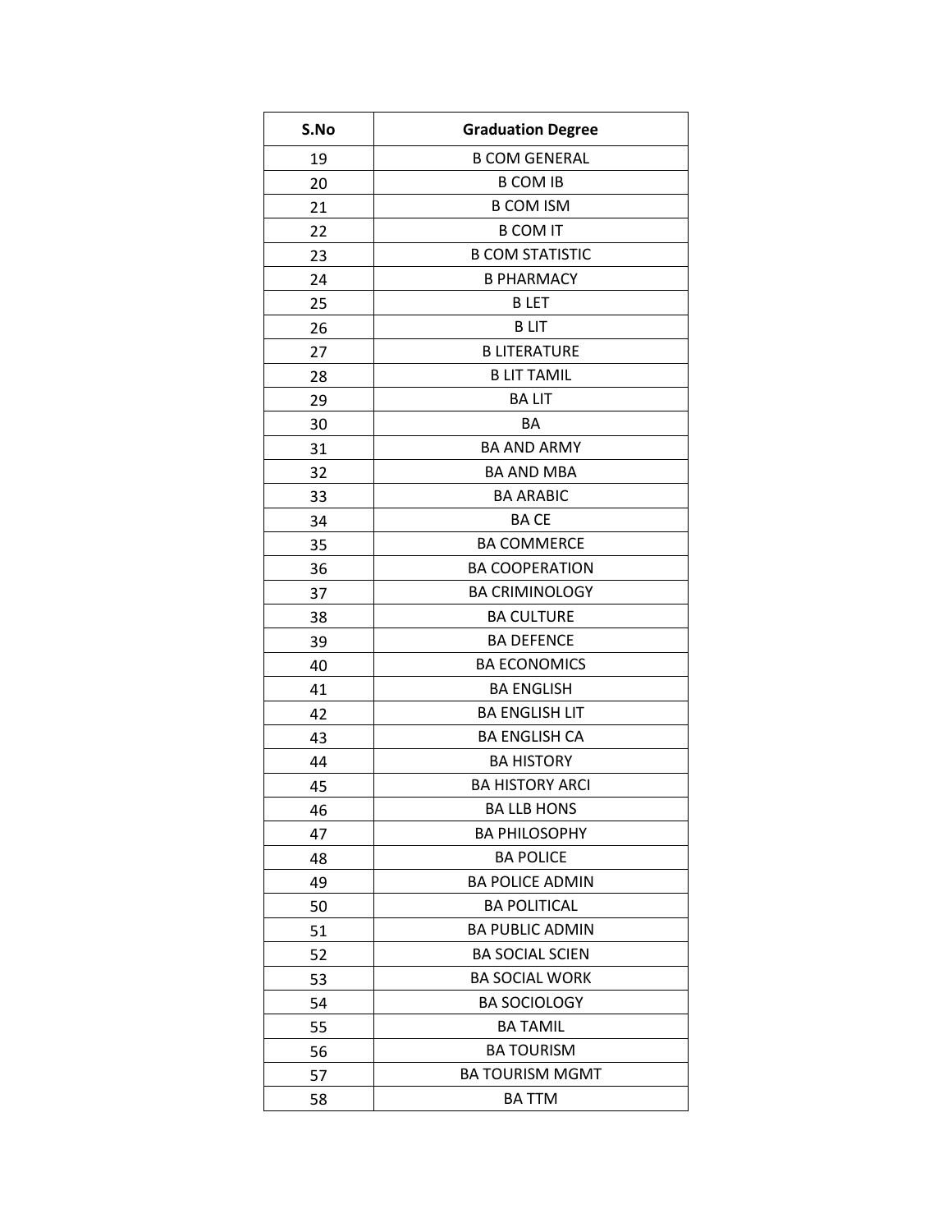| S.No | Graduation Degree |
| --- | --- |
| 19 | B COM GENERAL |
| 20 | B COM IB |
| 21 | B COM ISM |
| 22 | B COM IT |
| 23 | B COM STATISTIC |
| 24 | B PHARMACY |
| 25 | B LET |
| 26 | B LIT |
| 27 | B LITERATURE |
| 28 | B LIT TAMIL |
| 29 | BA LIT |
| 30 | BA |
| 31 | BA AND ARMY |
| 32 | BA AND MBA |
| 33 | BA ARABIC |
| 34 | BA CE |
| 35 | BA COMMERCE |
| 36 | BA COOPERATION |
| 37 | BA CRIMINOLOGY |
| 38 | BA CULTURE |
| 39 | BA DEFENCE |
| 40 | BA ECONOMICS |
| 41 | BA ENGLISH |
| 42 | BA ENGLISH LIT |
| 43 | BA ENGLISH CA |
| 44 | BA HISTORY |
| 45 | BA HISTORY ARCI |
| 46 | BA LLB HONS |
| 47 | BA PHILOSOPHY |
| 48 | BA POLICE |
| 49 | BA POLICE ADMIN |
| 50 | BA POLITICAL |
| 51 | BA PUBLIC ADMIN |
| 52 | BA SOCIAL SCIEN |
| 53 | BA SOCIAL WORK |
| 54 | BA SOCIOLOGY |
| 55 | BA TAMIL |
| 56 | BA TOURISM |
| 57 | BA TOURISM MGMT |
| 58 | BA TTM |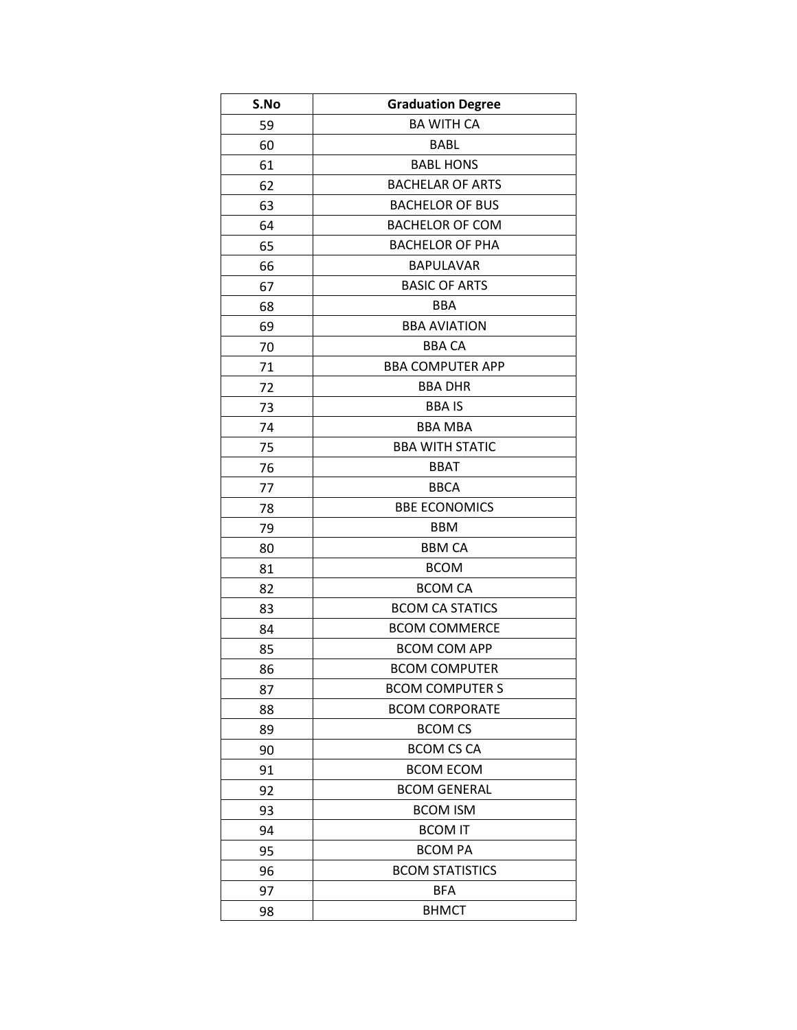| S.No | Graduation Degree |
| --- | --- |
| 59 | BA WITH CA |
| 60 | BABL |
| 61 | BABL HONS |
| 62 | BACHELAR OF ARTS |
| 63 | BACHELOR OF BUS |
| 64 | BACHELOR OF COM |
| 65 | BACHELOR OF PHA |
| 66 | BAPULAVAR |
| 67 | BASIC OF ARTS |
| 68 | BBA |
| 69 | BBA AVIATION |
| 70 | BBA CA |
| 71 | BBA COMPUTER APP |
| 72 | BBA DHR |
| 73 | BBA IS |
| 74 | BBA MBA |
| 75 | BBA WITH STATIC |
| 76 | BBAT |
| 77 | BBCA |
| 78 | BBE ECONOMICS |
| 79 | BBM |
| 80 | BBM CA |
| 81 | BCOM |
| 82 | BCOM CA |
| 83 | BCOM CA STATICS |
| 84 | BCOM COMMERCE |
| 85 | BCOM COM APP |
| 86 | BCOM COMPUTER |
| 87 | BCOM COMPUTER S |
| 88 | BCOM CORPORATE |
| 89 | BCOM CS |
| 90 | BCOM CS CA |
| 91 | BCOM ECOM |
| 92 | BCOM GENERAL |
| 93 | BCOM ISM |
| 94 | BCOM IT |
| 95 | BCOM PA |
| 96 | BCOM STATISTICS |
| 97 | BFA |
| 98 | BHMCT |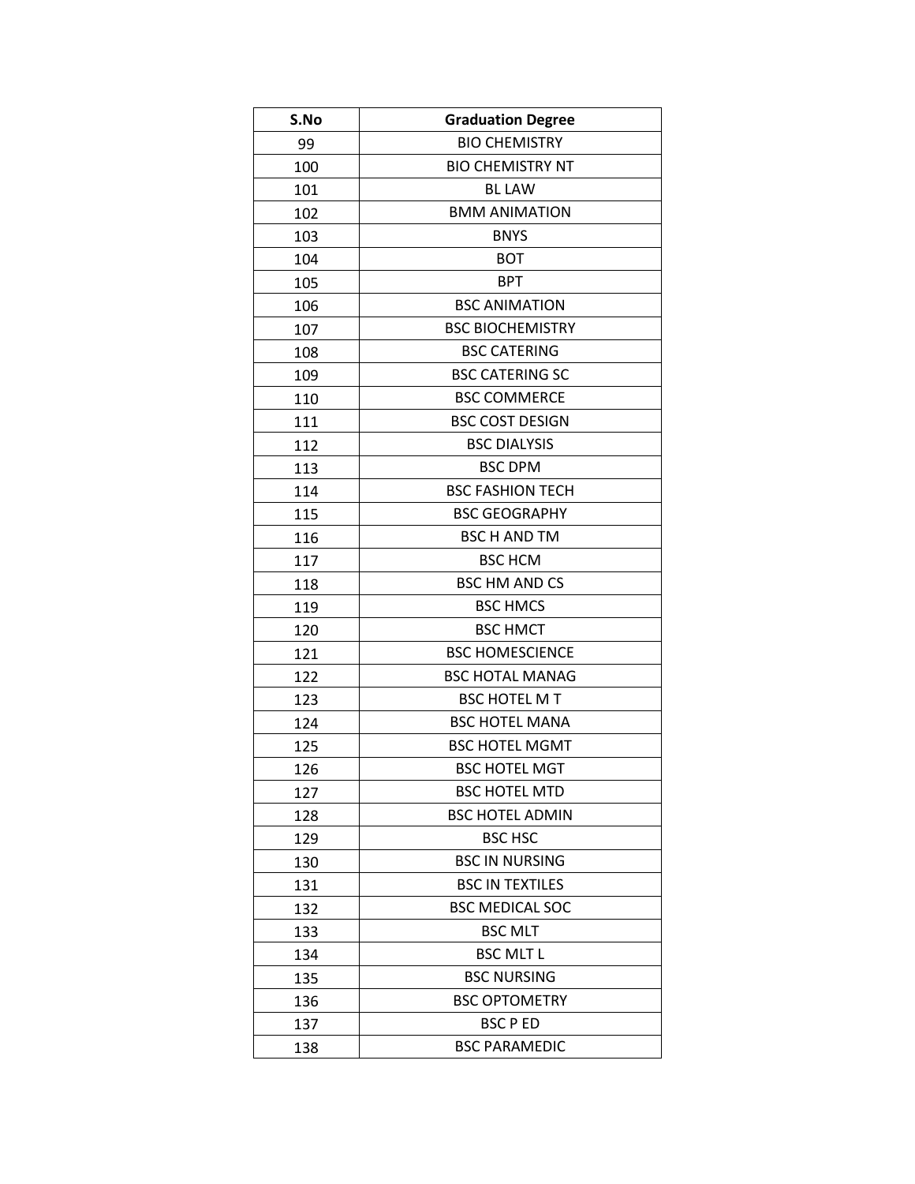| S.No | Graduation Degree |
|---|---|
| 99 | BIO CHEMISTRY |
| 100 | BIO CHEMISTRY NT |
| 101 | BL LAW |
| 102 | BMM ANIMATION |
| 103 | BNYS |
| 104 | BOT |
| 105 | BPT |
| 106 | BSC ANIMATION |
| 107 | BSC BIOCHEMISTRY |
| 108 | BSC CATERING |
| 109 | BSC CATERING SC |
| 110 | BSC COMMERCE |
| 111 | BSC COST DESIGN |
| 112 | BSC DIALYSIS |
| 113 | BSC DPM |
| 114 | BSC FASHION TECH |
| 115 | BSC GEOGRAPHY |
| 116 | BSC H AND TM |
| 117 | BSC HCM |
| 118 | BSC HM AND CS |
| 119 | BSC HMCS |
| 120 | BSC HMCT |
| 121 | BSC HOMESCIENCE |
| 122 | BSC HOTAL MANAG |
| 123 | BSC HOTEL M T |
| 124 | BSC HOTEL MANA |
| 125 | BSC HOTEL MGMT |
| 126 | BSC HOTEL MGT |
| 127 | BSC HOTEL MTD |
| 128 | BSC HOTEL ADMIN |
| 129 | BSC HSC |
| 130 | BSC IN NURSING |
| 131 | BSC IN TEXTILES |
| 132 | BSC MEDICAL SOC |
| 133 | BSC MLT |
| 134 | BSC MLT L |
| 135 | BSC NURSING |
| 136 | BSC OPTOMETRY |
| 137 | BSC P ED |
| 138 | BSC PARAMEDIC |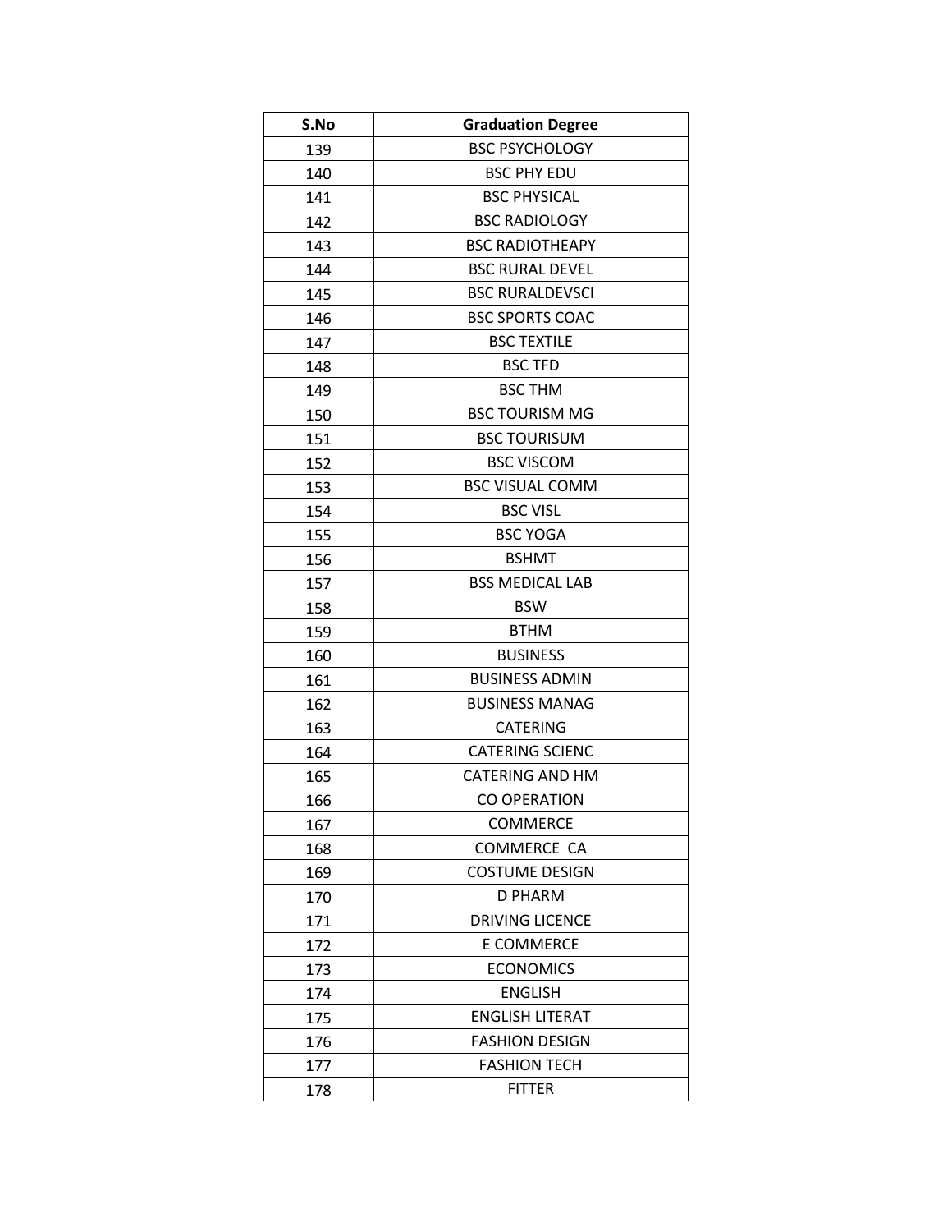| S.No | Graduation Degree |
| --- | --- |
| 139 | BSC PSYCHOLOGY |
| 140 | BSC PHY EDU |
| 141 | BSC PHYSICAL |
| 142 | BSC RADIOLOGY |
| 143 | BSC RADIOTHEAPY |
| 144 | BSC RURAL DEVEL |
| 145 | BSC RURALDEVSCI |
| 146 | BSC SPORTS COAC |
| 147 | BSC TEXTILE |
| 148 | BSC TFD |
| 149 | BSC THM |
| 150 | BSC TOURISM MG |
| 151 | BSC TOURISUM |
| 152 | BSC VISCOM |
| 153 | BSC VISUAL COMM |
| 154 | BSC VISL |
| 155 | BSC YOGA |
| 156 | BSHMT |
| 157 | BSS MEDICAL LAB |
| 158 | BSW |
| 159 | BTHM |
| 160 | BUSINESS |
| 161 | BUSINESS ADMIN |
| 162 | BUSINESS MANAG |
| 163 | CATERING |
| 164 | CATERING SCIENC |
| 165 | CATERING AND HM |
| 166 | CO OPERATION |
| 167 | COMMERCE |
| 168 | COMMERCE  CA |
| 169 | COSTUME DESIGN |
| 170 | D PHARM |
| 171 | DRIVING LICENCE |
| 172 | E COMMERCE |
| 173 | ECONOMICS |
| 174 | ENGLISH |
| 175 | ENGLISH LITERAT |
| 176 | FASHION DESIGN |
| 177 | FASHION TECH |
| 178 | FITTER |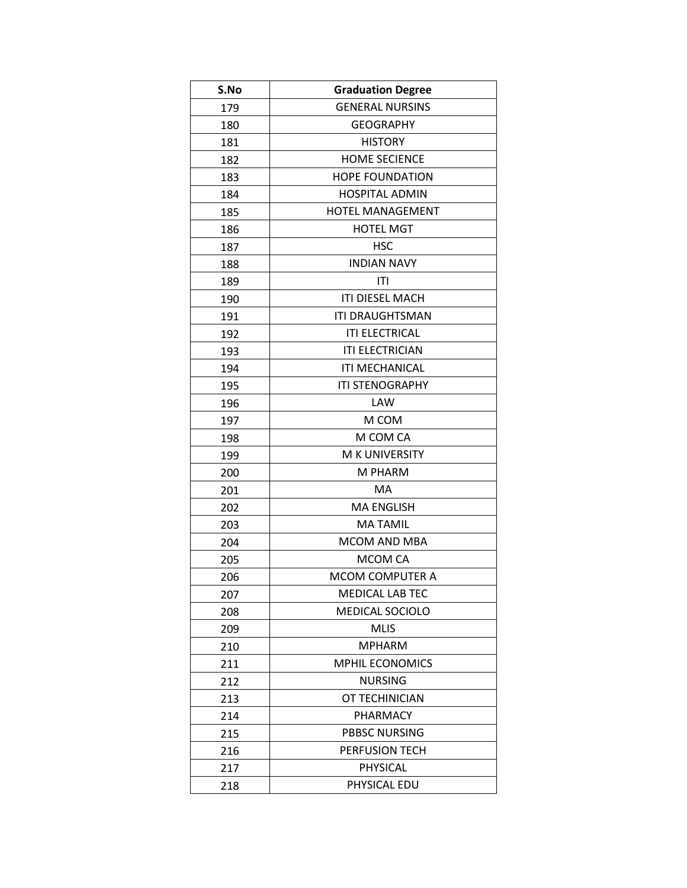| S.No | Graduation Degree |
| --- | --- |
| 179 | GENERAL NURSINS |
| 180 | GEOGRAPHY |
| 181 | HISTORY |
| 182 | HOME SECIENCE |
| 183 | HOPE FOUNDATION |
| 184 | HOSPITAL ADMIN |
| 185 | HOTEL MANAGEMENT |
| 186 | HOTEL MGT |
| 187 | HSC |
| 188 | INDIAN NAVY |
| 189 | ITI |
| 190 | ITI DIESEL MACH |
| 191 | ITI DRAUGHTSMAN |
| 192 | ITI ELECTRICAL |
| 193 | ITI ELECTRICIAN |
| 194 | ITI MECHANICAL |
| 195 | ITI STENOGRAPHY |
| 196 | LAW |
| 197 | M COM |
| 198 | M COM CA |
| 199 | M K UNIVERSITY |
| 200 | M PHARM |
| 201 | MA |
| 202 | MA ENGLISH |
| 203 | MA TAMIL |
| 204 | MCOM AND MBA |
| 205 | MCOM CA |
| 206 | MCOM COMPUTER A |
| 207 | MEDICAL LAB TEC |
| 208 | MEDICAL SOCIOLO |
| 209 | MLIS |
| 210 | MPHARM |
| 211 | MPHIL ECONOMICS |
| 212 | NURSING |
| 213 | OT TECHINICIAN |
| 214 | PHARMACY |
| 215 | PBBSC NURSING |
| 216 | PERFUSION TECH |
| 217 | PHYSICAL |
| 218 | PHYSICAL EDU |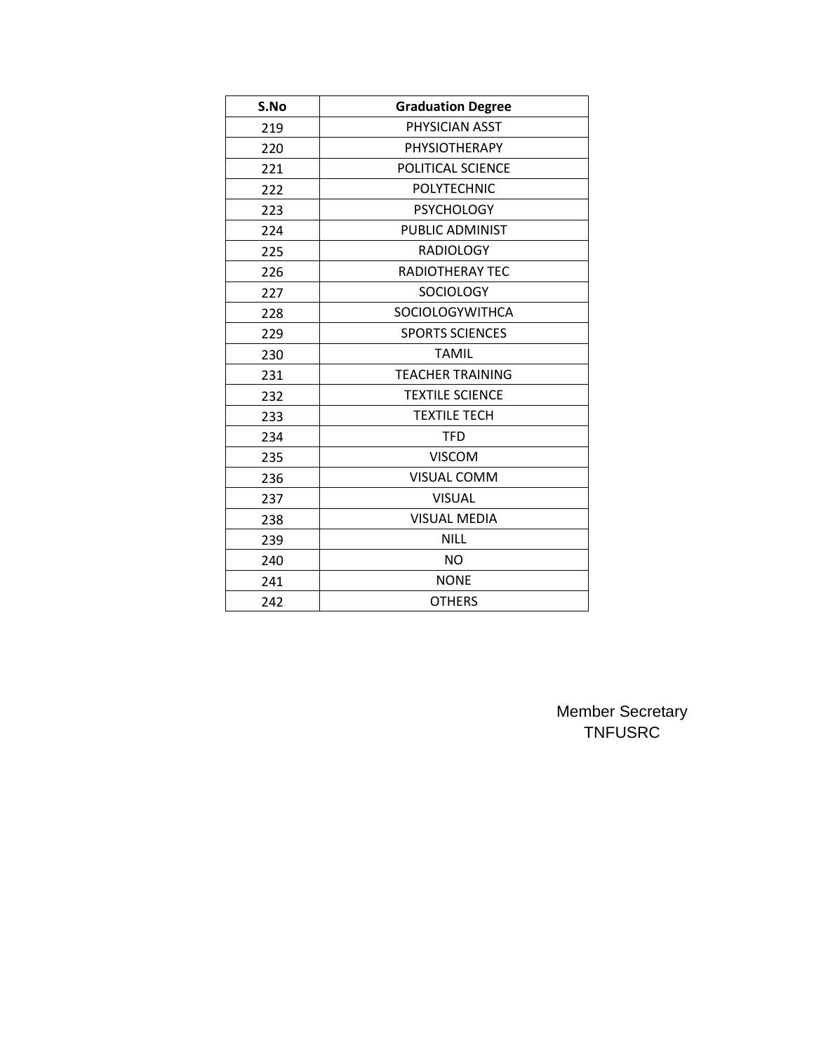| S.No | Graduation Degree |
|---|---|
| 219 | PHYSICIAN ASST |
| 220 | PHYSIOTHERAPY |
| 221 | POLITICAL SCIENCE |
| 222 | POLYTECHNIC |
| 223 | PSYCHOLOGY |
| 224 | PUBLIC ADMINIST |
| 225 | RADIOLOGY |
| 226 | RADIOTHERAY TEC |
| 227 | SOCIOLOGY |
| 228 | SOCIOLOGYWITHCA |
| 229 | SPORTS SCIENCES |
| 230 | TAMIL |
| 231 | TEACHER TRAINING |
| 232 | TEXTILE SCIENCE |
| 233 | TEXTILE TECH |
| 234 | TFD |
| 235 | VISCOM |
| 236 | VISUAL COMM |
| 237 | VISUAL |
| 238 | VISUAL MEDIA |
| 239 | NILL |
| 240 | NO |
| 241 | NONE |
| 242 | OTHERS |

Member Secretary
TNFUSRC